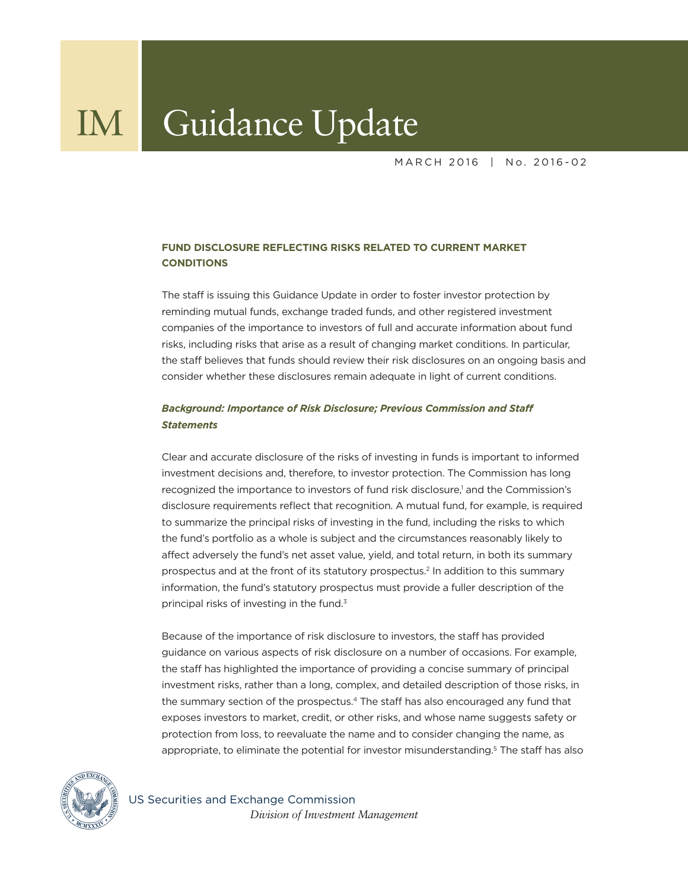# IM Guidance Update

MARCH 2016 | No. 2016-02

## FUND DISCLOSURE REFLECTING RISKS RELATED TO CURRENT MARKET CONDITIONS

The staff is issuing this Guidance Update in order to foster investor protection by reminding mutual funds, exchange traded funds, and other registered investment companies of the importance to investors of full and accurate information about fund risks, including risks that arise as a result of changing market conditions. In particular, the staff believes that funds should review their risk disclosures on an ongoing basis and consider whether these disclosures remain adequate in light of current conditions.

### *Background: Importance of Risk Disclosure; Previous Commission and Staff Statements*

Clear and accurate disclosure of the risks of investing in funds is important to informed investment decisions and, therefore, to investor protection. The Commission has long recognized the importance to investors of fund risk disclosure,[1] and the Commission's disclosure requirements reflect that recognition. A mutual fund, for example, is required to summarize the principal risks of investing in the fund, including the risks to which the fund's portfolio as a whole is subject and the circumstances reasonably likely to affect adversely the fund's net asset value, yield, and total return, in both its summary prospectus and at the front of its statutory prospectus.[2] In addition to this summary information, the fund's statutory prospectus must provide a fuller description of the principal risks of investing in the fund.[3]

Because of the importance of risk disclosure to investors, the staff has provided guidance on various aspects of risk disclosure on a number of occasions. For example, the staff has highlighted the importance of providing a concise summary of principal investment risks, rather than a long, complex, and detailed description of those risks, in the summary section of the prospectus.[4] The staff has also encouraged any fund that exposes investors to market, credit, or other risks, and whose name suggests safety or protection from loss, to reevaluate the name and to consider changing the name, as appropriate, to eliminate the potential for investor misunderstanding.[5] The staff has also

US Securities and Exchange Commission
*Division of Investment Management*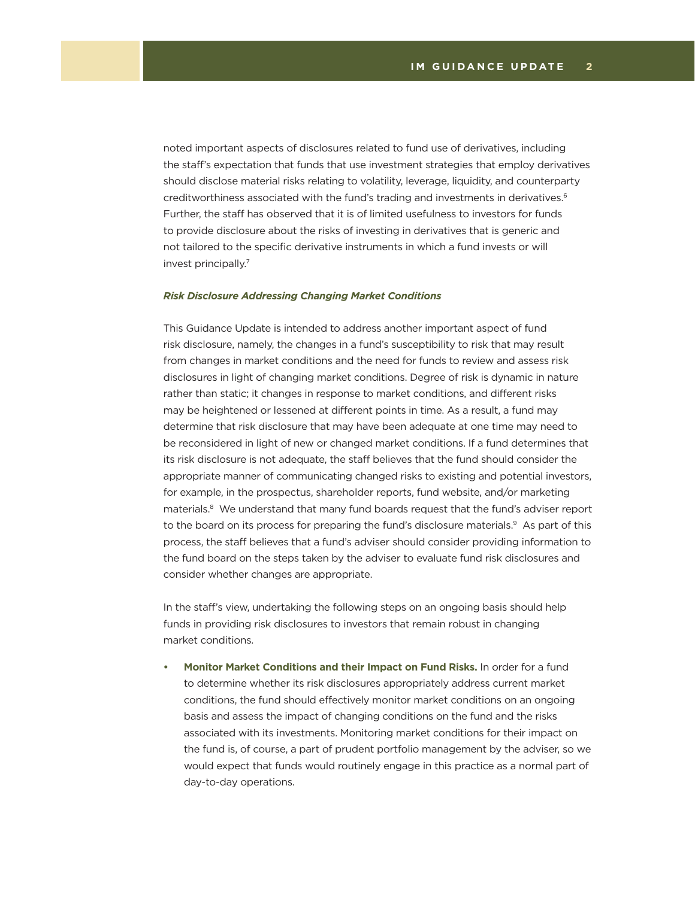noted important aspects of disclosures related to fund use of derivatives, including the staff's expectation that funds that use investment strategies that employ derivatives should disclose material risks relating to volatility, leverage, liquidity, and counterparty creditworthiness associated with the fund's trading and investments in derivatives.[6] Further, the staff has observed that it is of limited usefulness to investors for funds to provide disclosure about the risks of investing in derivatives that is generic and not tailored to the specific derivative instruments in which a fund invests or will invest principally.[7]

***Risk Disclosure Addressing Changing Market Conditions***

This Guidance Update is intended to address another important aspect of fund risk disclosure, namely, the changes in a fund's susceptibility to risk that may result from changes in market conditions and the need for funds to review and assess risk disclosures in light of changing market conditions. Degree of risk is dynamic in nature rather than static; it changes in response to market conditions, and different risks may be heightened or lessened at different points in time. As a result, a fund may determine that risk disclosure that may have been adequate at one time may need to be reconsidered in light of new or changed market conditions. If a fund determines that its risk disclosure is not adequate, the staff believes that the fund should consider the appropriate manner of communicating changed risks to existing and potential investors, for example, in the prospectus, shareholder reports, fund website, and/or marketing materials.[8] We understand that many fund boards request that the fund's adviser report to the board on its process for preparing the fund's disclosure materials.[9] As part of this process, the staff believes that a fund's adviser should consider providing information to the fund board on the steps taken by the adviser to evaluate fund risk disclosures and consider whether changes are appropriate.

In the staff's view, undertaking the following steps on an ongoing basis should help funds in providing risk disclosures to investors that remain robust in changing market conditions.

- **Monitor Market Conditions and their Impact on Fund Risks.** In order for a fund to determine whether its risk disclosures appropriately address current market conditions, the fund should effectively monitor market conditions on an ongoing basis and assess the impact of changing conditions on the fund and the risks associated with its investments. Monitoring market conditions for their impact on the fund is, of course, a part of prudent portfolio management by the adviser, so we would expect that funds would routinely engage in this practice as a normal part of day-to-day operations.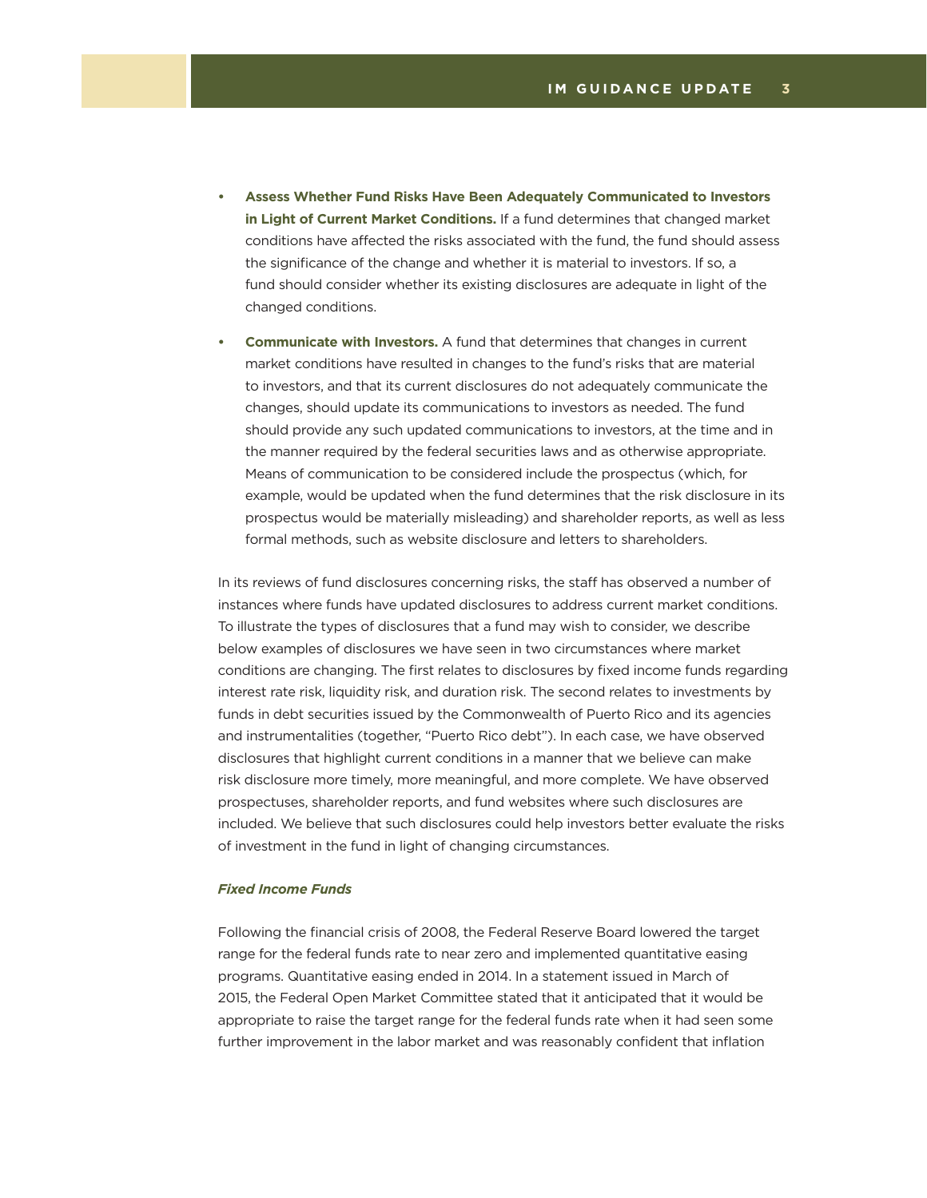- **Assess Whether Fund Risks Have Been Adequately Communicated to Investors in Light of Current Market Conditions.** If a fund determines that changed market conditions have affected the risks associated with the fund, the fund should assess the significance of the change and whether it is material to investors. If so, a fund should consider whether its existing disclosures are adequate in light of the changed conditions.

- **Communicate with Investors.** A fund that determines that changes in current market conditions have resulted in changes to the fund's risks that are material to investors, and that its current disclosures do not adequately communicate the changes, should update its communications to investors as needed. The fund should provide any such updated communications to investors, at the time and in the manner required by the federal securities laws and as otherwise appropriate. Means of communication to be considered include the prospectus (which, for example, would be updated when the fund determines that the risk disclosure in its prospectus would be materially misleading) and shareholder reports, as well as less formal methods, such as website disclosure and letters to shareholders.

In its reviews of fund disclosures concerning risks, the staff has observed a number of instances where funds have updated disclosures to address current market conditions. To illustrate the types of disclosures that a fund may wish to consider, we describe below examples of disclosures we have seen in two circumstances where market conditions are changing. The first relates to disclosures by fixed income funds regarding interest rate risk, liquidity risk, and duration risk. The second relates to investments by funds in debt securities issued by the Commonwealth of Puerto Rico and its agencies and instrumentalities (together, "Puerto Rico debt"). In each case, we have observed disclosures that highlight current conditions in a manner that we believe can make risk disclosure more timely, more meaningful, and more complete. We have observed prospectuses, shareholder reports, and fund websites where such disclosures are included. We believe that such disclosures could help investors better evaluate the risks of investment in the fund in light of changing circumstances.

***Fixed Income Funds***

Following the financial crisis of 2008, the Federal Reserve Board lowered the target range for the federal funds rate to near zero and implemented quantitative easing programs. Quantitative easing ended in 2014. In a statement issued in March of 2015, the Federal Open Market Committee stated that it anticipated that it would be appropriate to raise the target range for the federal funds rate when it had seen some further improvement in the labor market and was reasonably confident that inflation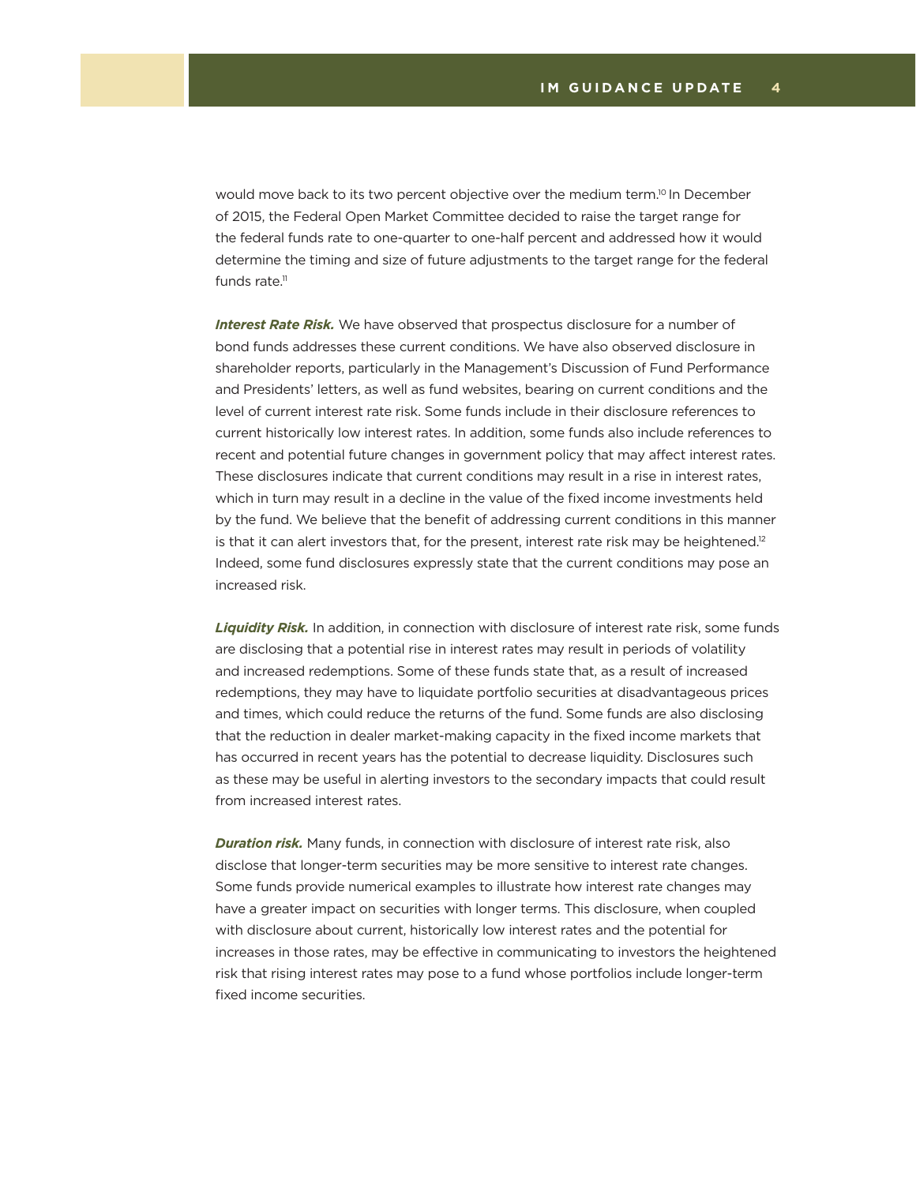would move back to its two percent objective over the medium term.[10] In December of 2015, the Federal Open Market Committee decided to raise the target range for the federal funds rate to one-quarter to one-half percent and addressed how it would determine the timing and size of future adjustments to the target range for the federal funds rate.[11]

***Interest Rate Risk.*** We have observed that prospectus disclosure for a number of bond funds addresses these current conditions. We have also observed disclosure in shareholder reports, particularly in the Management's Discussion of Fund Performance and Presidents' letters, as well as fund websites, bearing on current conditions and the level of current interest rate risk. Some funds include in their disclosure references to current historically low interest rates. In addition, some funds also include references to recent and potential future changes in government policy that may affect interest rates. These disclosures indicate that current conditions may result in a rise in interest rates, which in turn may result in a decline in the value of the fixed income investments held by the fund. We believe that the benefit of addressing current conditions in this manner is that it can alert investors that, for the present, interest rate risk may be heightened.[12] Indeed, some fund disclosures expressly state that the current conditions may pose an increased risk.

***Liquidity Risk.*** In addition, in connection with disclosure of interest rate risk, some funds are disclosing that a potential rise in interest rates may result in periods of volatility and increased redemptions. Some of these funds state that, as a result of increased redemptions, they may have to liquidate portfolio securities at disadvantageous prices and times, which could reduce the returns of the fund. Some funds are also disclosing that the reduction in dealer market-making capacity in the fixed income markets that has occurred in recent years has the potential to decrease liquidity. Disclosures such as these may be useful in alerting investors to the secondary impacts that could result from increased interest rates.

***Duration risk.*** Many funds, in connection with disclosure of interest rate risk, also disclose that longer-term securities may be more sensitive to interest rate changes. Some funds provide numerical examples to illustrate how interest rate changes may have a greater impact on securities with longer terms. This disclosure, when coupled with disclosure about current, historically low interest rates and the potential for increases in those rates, may be effective in communicating to investors the heightened risk that rising interest rates may pose to a fund whose portfolios include longer-term fixed income securities.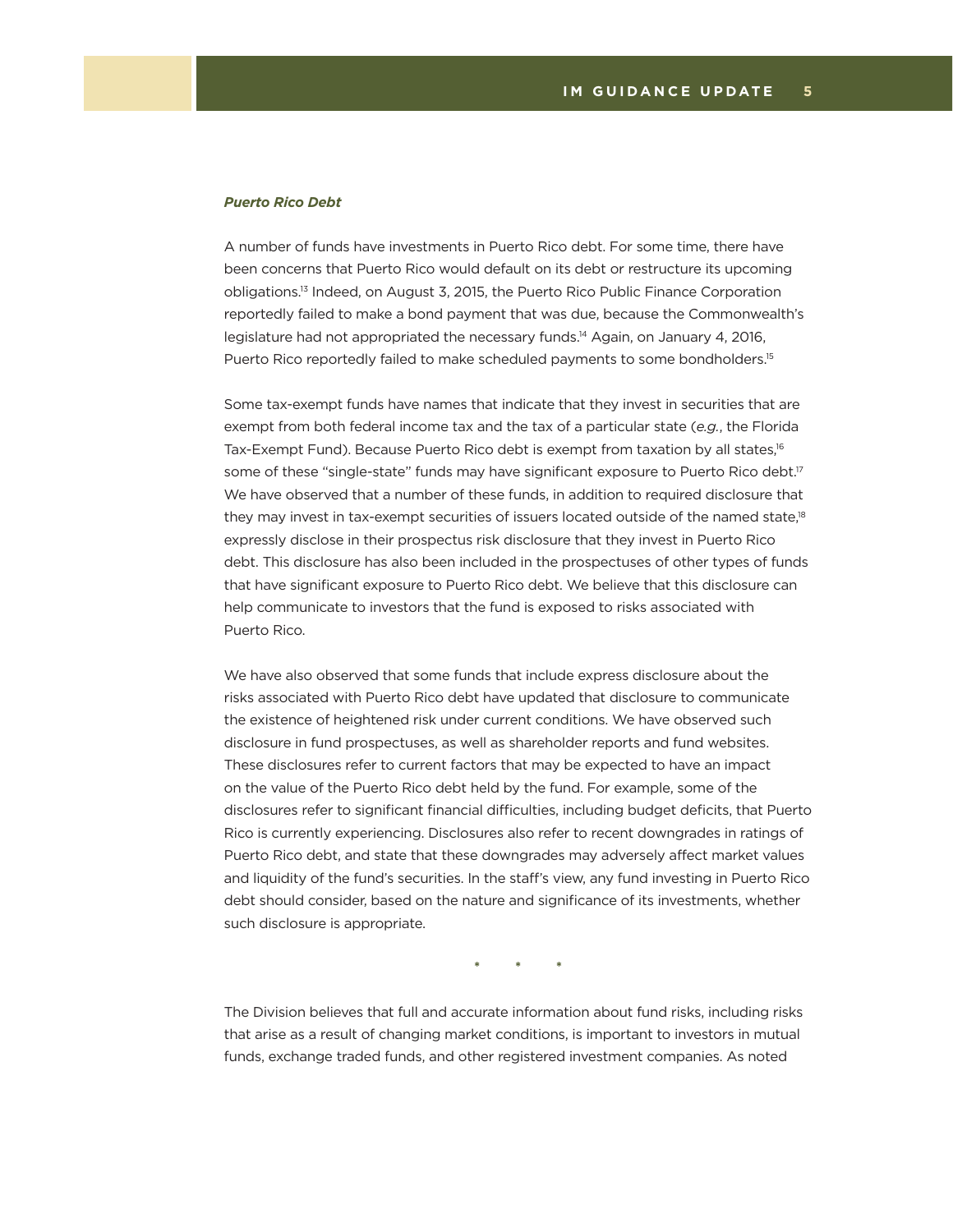***Puerto Rico Debt***

A number of funds have investments in Puerto Rico debt. For some time, there have been concerns that Puerto Rico would default on its debt or restructure its upcoming obligations.[13] Indeed, on August 3, 2015, the Puerto Rico Public Finance Corporation reportedly failed to make a bond payment that was due, because the Commonwealth's legislature had not appropriated the necessary funds.[14] Again, on January 4, 2016, Puerto Rico reportedly failed to make scheduled payments to some bondholders.[15]

Some tax-exempt funds have names that indicate that they invest in securities that are exempt from both federal income tax and the tax of a particular state (*e.g.*, the Florida Tax-Exempt Fund). Because Puerto Rico debt is exempt from taxation by all states,[16] some of these "single-state" funds may have significant exposure to Puerto Rico debt.[17] We have observed that a number of these funds, in addition to required disclosure that they may invest in tax-exempt securities of issuers located outside of the named state,[18] expressly disclose in their prospectus risk disclosure that they invest in Puerto Rico debt. This disclosure has also been included in the prospectuses of other types of funds that have significant exposure to Puerto Rico debt. We believe that this disclosure can help communicate to investors that the fund is exposed to risks associated with Puerto Rico.

We have also observed that some funds that include express disclosure about the risks associated with Puerto Rico debt have updated that disclosure to communicate the existence of heightened risk under current conditions. We have observed such disclosure in fund prospectuses, as well as shareholder reports and fund websites. These disclosures refer to current factors that may be expected to have an impact on the value of the Puerto Rico debt held by the fund. For example, some of the disclosures refer to significant financial difficulties, including budget deficits, that Puerto Rico is currently experiencing. Disclosures also refer to recent downgrades in ratings of Puerto Rico debt, and state that these downgrades may adversely affect market values and liquidity of the fund's securities. In the staff's view, any fund investing in Puerto Rico debt should consider, based on the nature and significance of its investments, whether such disclosure is appropriate.

\* \* \*

The Division believes that full and accurate information about fund risks, including risks that arise as a result of changing market conditions, is important to investors in mutual funds, exchange traded funds, and other registered investment companies. As noted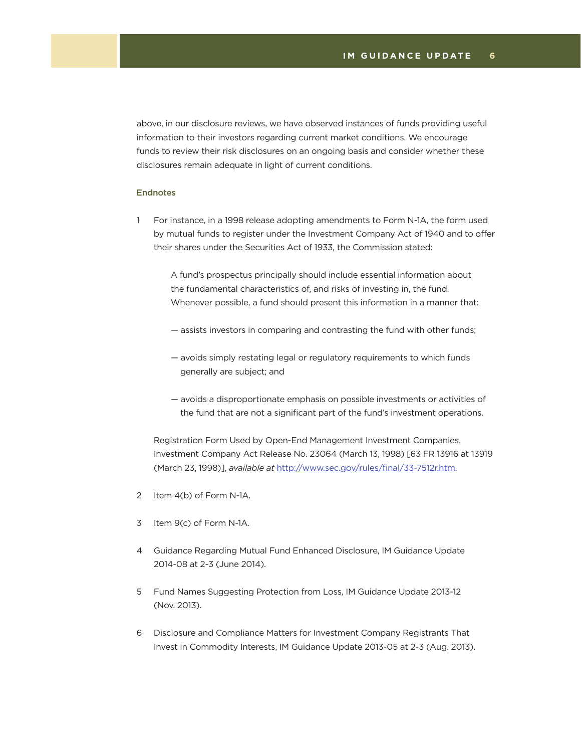above, in our disclosure reviews, we have observed instances of funds providing useful information to their investors regarding current market conditions. We encourage funds to review their risk disclosures on an ongoing basis and consider whether these disclosures remain adequate in light of current conditions.

### Endnotes

1 For instance, in a 1998 release adopting amendments to Form N-1A, the form used by mutual funds to register under the Investment Company Act of 1940 and to offer their shares under the Securities Act of 1933, the Commission stated:

> A fund's prospectus principally should include essential information about the fundamental characteristics of, and risks of investing in, the fund. Whenever possible, a fund should present this information in a manner that:
>
> — assists investors in comparing and contrasting the fund with other funds;
>
> — avoids simply restating legal or regulatory requirements to which funds generally are subject; and
>
> — avoids a disproportionate emphasis on possible investments or activities of the fund that are not a significant part of the fund's investment operations.

Registration Form Used by Open-End Management Investment Companies, Investment Company Act Release No. 23064 (March 13, 1998) [63 FR 13916 at 13919 (March 23, 1998)], *available at* [http://www.sec.gov/rules/final/33-7512r.htm](http://www.sec.gov/rules/final/33-7512r.htm).

2 Item 4(b) of Form N-1A.

3 Item 9(c) of Form N-1A.

4 Guidance Regarding Mutual Fund Enhanced Disclosure, IM Guidance Update 2014-08 at 2-3 (June 2014).

5 Fund Names Suggesting Protection from Loss, IM Guidance Update 2013-12 (Nov. 2013).

6 Disclosure and Compliance Matters for Investment Company Registrants That Invest in Commodity Interests, IM Guidance Update 2013-05 at 2-3 (Aug. 2013).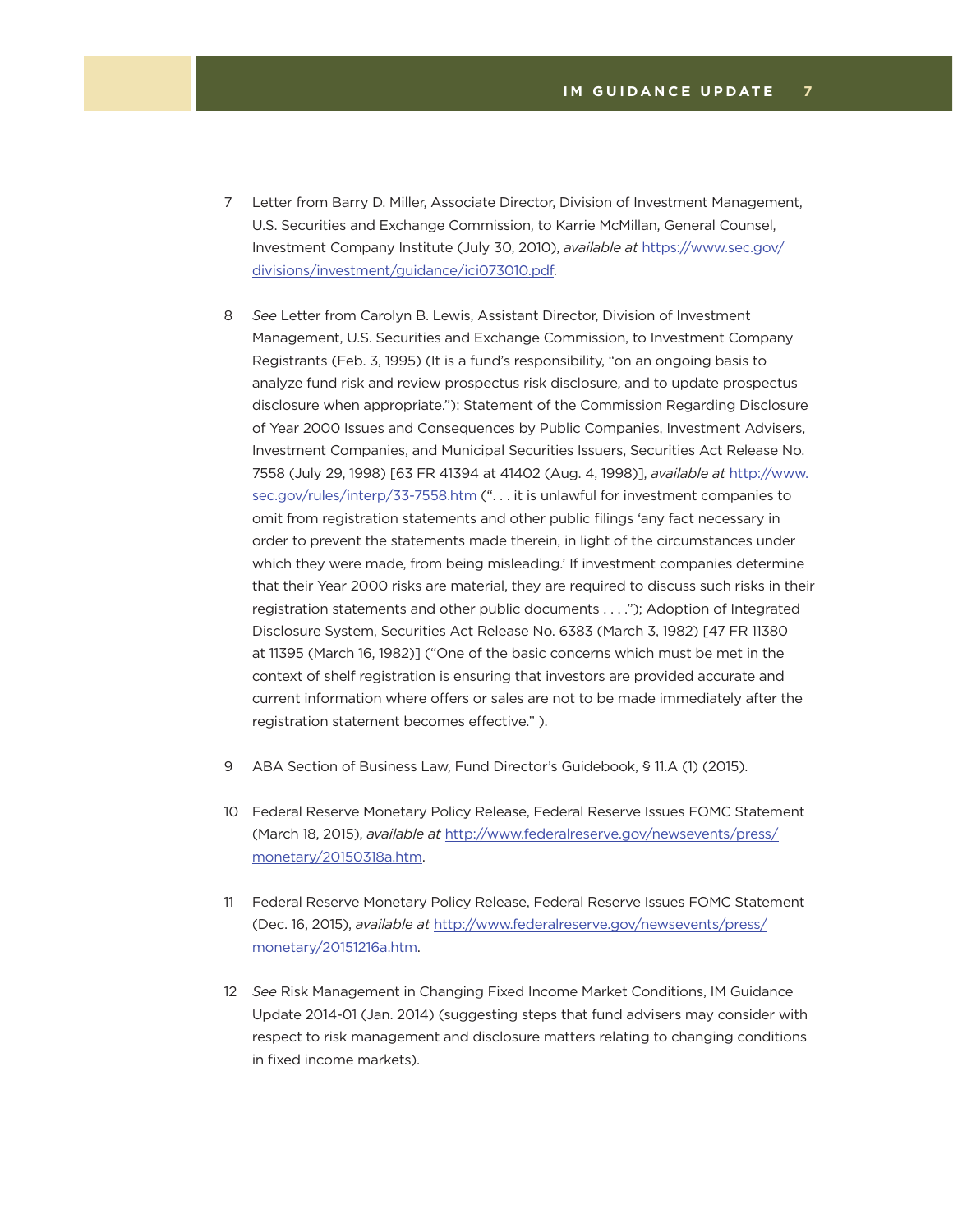7 Letter from Barry D. Miller, Associate Director, Division of Investment Management, U.S. Securities and Exchange Commission, to Karrie McMillan, General Counsel, Investment Company Institute (July 30, 2010), *available at* [https://www.sec.gov/divisions/investment/guidance/ici073010.pdf](https://www.sec.gov/divisions/investment/guidance/ici073010.pdf).

8 *See* Letter from Carolyn B. Lewis, Assistant Director, Division of Investment Management, U.S. Securities and Exchange Commission, to Investment Company Registrants (Feb. 3, 1995) (It is a fund's responsibility, "on an ongoing basis to analyze fund risk and review prospectus risk disclosure, and to update prospectus disclosure when appropriate."); Statement of the Commission Regarding Disclosure of Year 2000 Issues and Consequences by Public Companies, Investment Advisers, Investment Companies, and Municipal Securities Issuers, Securities Act Release No. 7558 (July 29, 1998) [63 FR 41394 at 41402 (Aug. 4, 1998)], *available at* [http://www.sec.gov/rules/interp/33-7558.htm](http://www.sec.gov/rules/interp/33-7558.htm) (". . . it is unlawful for investment companies to omit from registration statements and other public filings 'any fact necessary in order to prevent the statements made therein, in light of the circumstances under which they were made, from being misleading.' If investment companies determine that their Year 2000 risks are material, they are required to discuss such risks in their registration statements and other public documents . . . ."); Adoption of Integrated Disclosure System, Securities Act Release No. 6383 (March 3, 1982) [47 FR 11380 at 11395 (March 16, 1982)] ("One of the basic concerns which must be met in the context of shelf registration is ensuring that investors are provided accurate and current information where offers or sales are not to be made immediately after the registration statement becomes effective." ).

9 ABA Section of Business Law, Fund Director's Guidebook, § 11.A (1) (2015).

10 Federal Reserve Monetary Policy Release, Federal Reserve Issues FOMC Statement (March 18, 2015), *available at* [http://www.federalreserve.gov/newsevents/press/monetary/20150318a.htm](http://www.federalreserve.gov/newsevents/press/monetary/20150318a.htm).

11 Federal Reserve Monetary Policy Release, Federal Reserve Issues FOMC Statement (Dec. 16, 2015), *available at* [http://www.federalreserve.gov/newsevents/press/monetary/20151216a.htm](http://www.federalreserve.gov/newsevents/press/monetary/20151216a.htm).

12 *See* Risk Management in Changing Fixed Income Market Conditions, IM Guidance Update 2014-01 (Jan. 2014) (suggesting steps that fund advisers may consider with respect to risk management and disclosure matters relating to changing conditions in fixed income markets).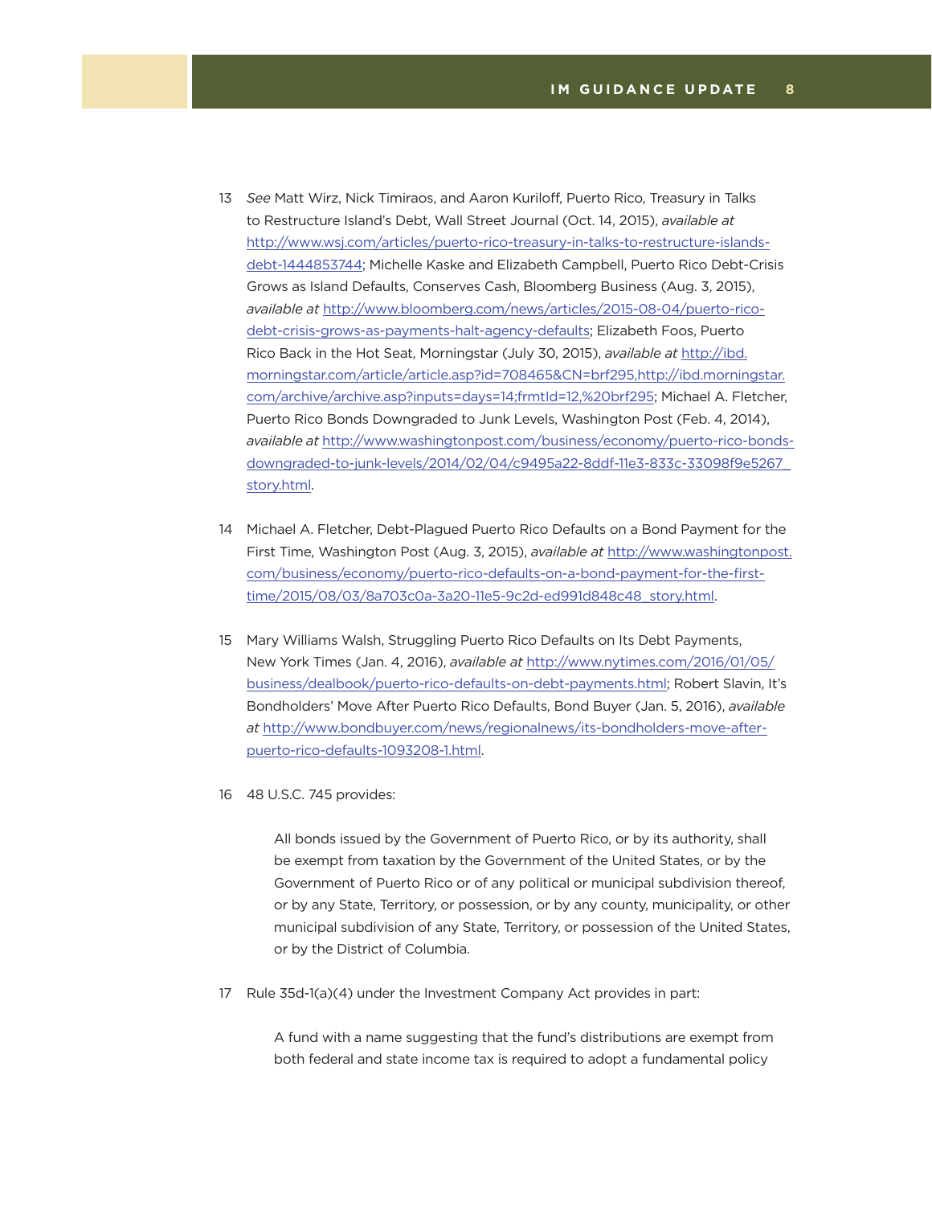13 *See* Matt Wirz, Nick Timiraos, and Aaron Kuriloff, Puerto Rico, Treasury in Talks to Restructure Island's Debt, Wall Street Journal (Oct. 14, 2015), *available at* http://www.wsj.com/articles/puerto-rico-treasury-in-talks-to-restructure-islands-debt-1444853744; Michelle Kaske and Elizabeth Campbell, Puerto Rico Debt-Crisis Grows as Island Defaults, Conserves Cash, Bloomberg Business (Aug. 3, 2015), *available at* http://www.bloomberg.com/news/articles/2015-08-04/puerto-rico-debt-crisis-grows-as-payments-halt-agency-defaults; Elizabeth Foos, Puerto Rico Back in the Hot Seat, Morningstar (July 30, 2015), *available at* http://ibd.morningstar.com/article/article.asp?id=708465&CN=brf295,http://ibd.morningstar.com/archive/archive.asp?inputs=days=14;frmtId=12,%20brf295; Michael A. Fletcher, Puerto Rico Bonds Downgraded to Junk Levels, Washington Post (Feb. 4, 2014), *available at* http://www.washingtonpost.com/business/economy/puerto-rico-bonds-downgraded-to-junk-levels/2014/02/04/c9495a22-8ddf-11e3-833c-33098f9e5267_story.html.

14 Michael A. Fletcher, Debt-Plagued Puerto Rico Defaults on a Bond Payment for the First Time, Washington Post (Aug. 3, 2015), *available at* http://www.washingtonpost.com/business/economy/puerto-rico-defaults-on-a-bond-payment-for-the-first-time/2015/08/03/8a703c0a-3a20-11e5-9c2d-ed991d848c48_story.html.

15 Mary Williams Walsh, Struggling Puerto Rico Defaults on Its Debt Payments, New York Times (Jan. 4, 2016), *available at* http://www.nytimes.com/2016/01/05/business/dealbook/puerto-rico-defaults-on-debt-payments.html; Robert Slavin, It's Bondholders' Move After Puerto Rico Defaults, Bond Buyer (Jan. 5, 2016), *available at* http://www.bondbuyer.com/news/regionalnews/its-bondholders-move-after-puerto-rico-defaults-1093208-1.html.

16 48 U.S.C. 745 provides:

> All bonds issued by the Government of Puerto Rico, or by its authority, shall be exempt from taxation by the Government of the United States, or by the Government of Puerto Rico or of any political or municipal subdivision thereof, or by any State, Territory, or possession, or by any county, municipality, or other municipal subdivision of any State, Territory, or possession of the United States, or by the District of Columbia.

17 Rule 35d-1(a)(4) under the Investment Company Act provides in part:

> A fund with a name suggesting that the fund's distributions are exempt from both federal and state income tax is required to adopt a fundamental policy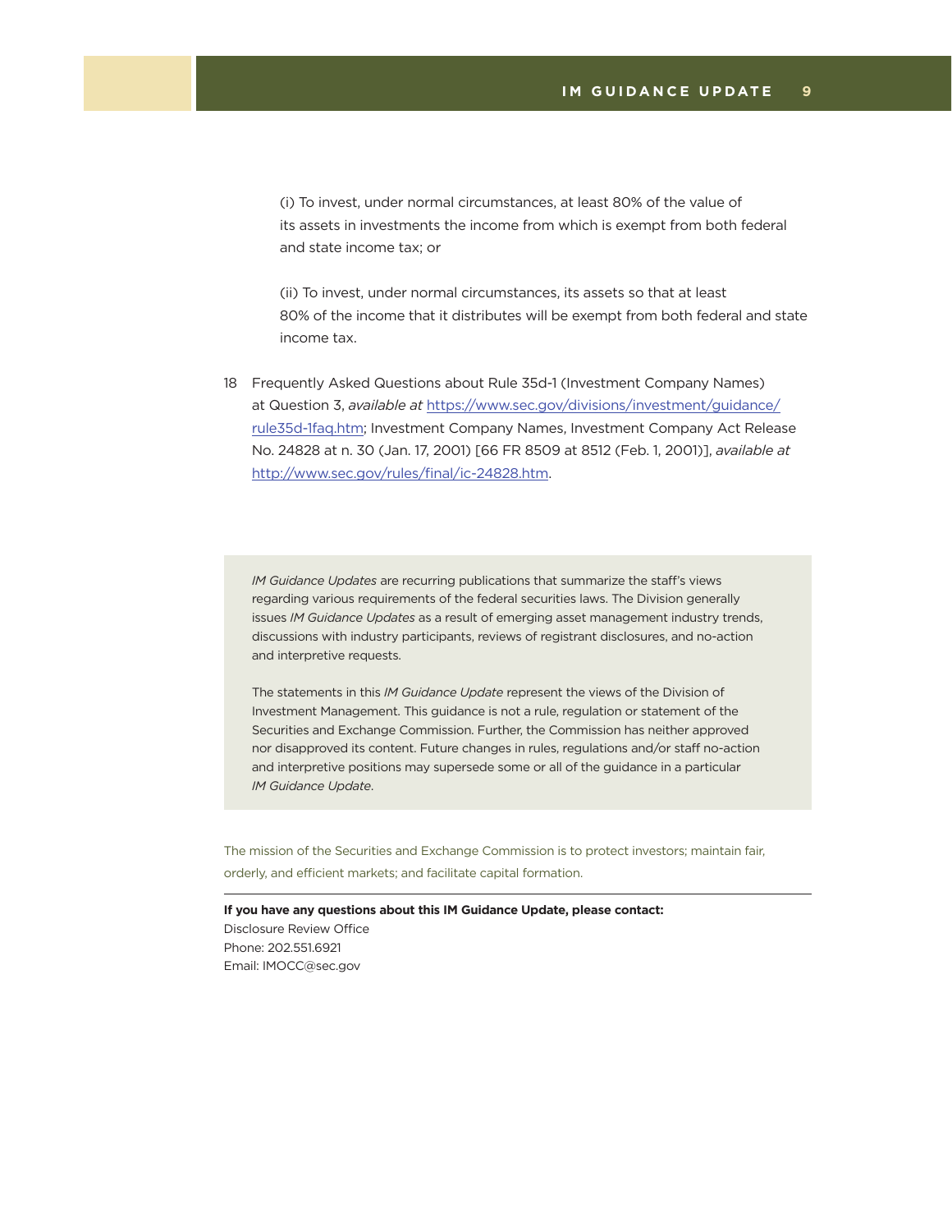(i) To invest, under normal circumstances, at least 80% of the value of its assets in investments the income from which is exempt from both federal and state income tax; or

(ii) To invest, under normal circumstances, its assets so that at least 80% of the income that it distributes will be exempt from both federal and state income tax.

18 Frequently Asked Questions about Rule 35d-1 (Investment Company Names) at Question 3, *available at* https://www.sec.gov/divisions/investment/guidance/rule35d-1faq.htm; Investment Company Names, Investment Company Act Release No. 24828 at n. 30 (Jan. 17, 2001) [66 FR 8509 at 8512 (Feb. 1, 2001)], *available at* http://www.sec.gov/rules/final/ic-24828.htm.

*IM Guidance Updates* are recurring publications that summarize the staff's views regarding various requirements of the federal securities laws. The Division generally issues *IM Guidance Updates* as a result of emerging asset management industry trends, discussions with industry participants, reviews of registrant disclosures, and no-action and interpretive requests.

The statements in this *IM Guidance Update* represent the views of the Division of Investment Management. This guidance is not a rule, regulation or statement of the Securities and Exchange Commission. Further, the Commission has neither approved nor disapproved its content. Future changes in rules, regulations and/or staff no-action and interpretive positions may supersede some or all of the guidance in a particular *IM Guidance Update*.

The mission of the Securities and Exchange Commission is to protect investors; maintain fair, orderly, and efficient markets; and facilitate capital formation.

---

**If you have any questions about this IM Guidance Update, please contact:**
Disclosure Review Office
Phone: 202.551.6921
Email: IMOCC@sec.gov